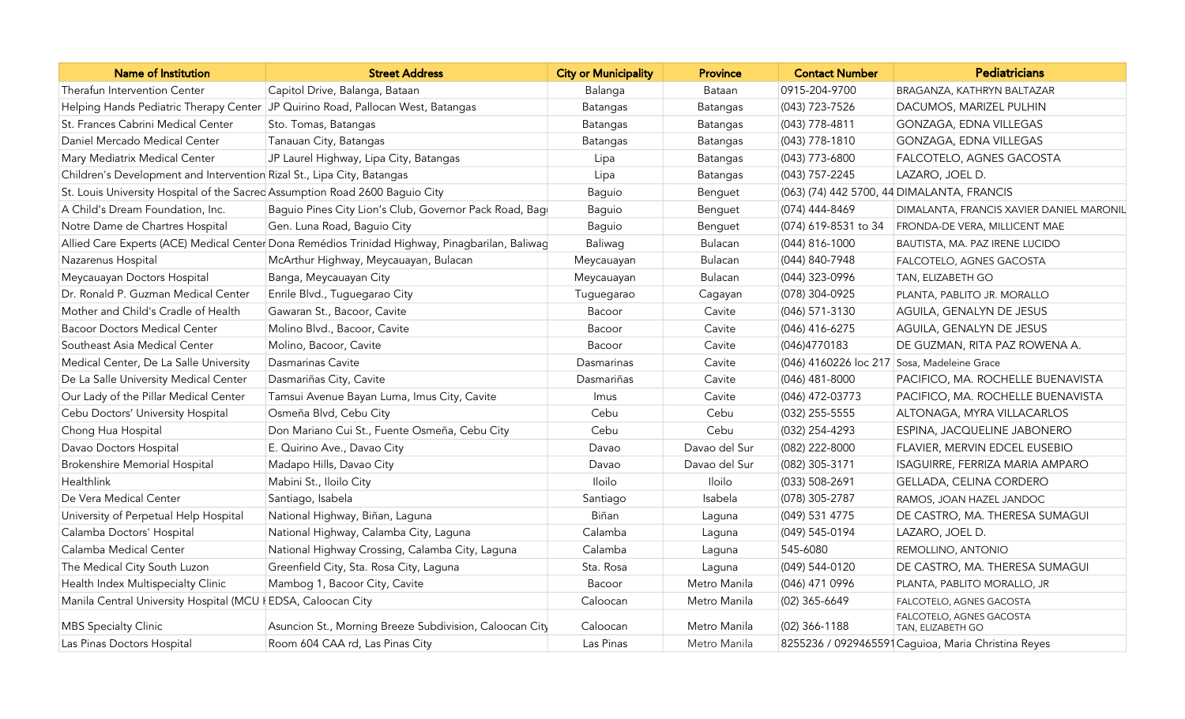| Name of Institution | Street Address | City or Municipality | Province | Contact Number | Pediatricians |
|---|---|---|---|---|---|
| Therafun Intervention Center | Capitol Drive, Balanga, Bataan | Balanga | Bataan | 0915-204-9700 | BRAGANZA, KATHRYN BALTAZAR |
| Helping Hands Pediatric Therapy Center | JP Quirino Road, Pallocan West, Batangas | Batangas | Batangas | (043) 723-7526 | DACUMOS, MARIZEL PULHIN |
| St. Frances Cabrini Medical Center | Sto. Tomas, Batangas | Batangas | Batangas | (043) 778-4811 | GONZAGA, EDNA VILLEGAS |
| Daniel Mercado Medical Center | Tanauan City, Batangas | Batangas | Batangas | (043) 778-1810 | GONZAGA, EDNA VILLEGAS |
| Mary Mediatrix Medical Center | JP Laurel Highway, Lipa City, Batangas | Lipa | Batangas | (043) 773-6800 | FALCOTELO, AGNES GACOSTA |
| Children's Development and Intervention | Rizal St., Lipa City, Batangas | Lipa | Batangas | (043) 757-2245 | LAZARO, JOEL D. |
| St. Louis University Hospital of the Sacred | Assumption Road 2600 Baguio City | Baguio | Benguet | (063) (74) 442 5700, 44 | DIMALANTA, FRANCIS |
| A Child's Dream Foundation, Inc. | Baguio Pines City Lion's Club, Governor Pack Road, Bag | Baguio | Benguet | (074) 444-8469 | DIMALANTA, FRANCIS XAVIER DANIEL MARONIL |
| Notre Dame de Chartres Hospital | Gen. Luna Road, Baguio City | Baguio | Benguet | (074) 619-8531 to 34 | FRONDA-DE VERA, MILLICENT MAE |
| Allied Care Experts (ACE) Medical Center | Dona Remédios Trinidad Highway, Pinagbarilan, Baliwag | Baliwag | Bulacan | (044) 816-1000 | BAUTISTA, MA. PAZ IRENE LUCIDO |
| Nazarenus Hospital | McArthur Highway, Meycauayan, Bulacan | Meycauayan | Bulacan | (044) 840-7948 | FALCOTELO, AGNES GACOSTA |
| Meycauayan Doctors Hospital | Banga, Meycauayan City | Meycauayan | Bulacan | (044) 323-0996 | TAN, ELIZABETH GO |
| Dr. Ronald P. Guzman Medical Center | Enrile Blvd., Tuguegarao City | Tuguegarao | Cagayan | (078) 304-0925 | PLANTA, PABLITO JR. MORALLO |
| Mother and Child's Cradle of Health | Gawaran St., Bacoor, Cavite | Bacoor | Cavite | (046) 571-3130 | AGUILA, GENALYN DE JESUS |
| Bacoor Doctors Medical Center | Molino Blvd., Bacoor, Cavite | Bacoor | Cavite | (046) 416-6275 | AGUILA, GENALYN DE JESUS |
| Southeast Asia Medical Center | Molino, Bacoor, Cavite | Bacoor | Cavite | (046)4770183 | DE GUZMAN, RITA PAZ ROWENA A. |
| Medical Center, De La Salle University | Dasmarinas Cavite | Dasmarinas | Cavite | (046) 4160226 loc 217 | Sosa, Madeleine Grace |
| De La Salle University Medical Center | Dasmariñas City, Cavite | Dasmariñas | Cavite | (046) 481-8000 | PACIFICO, MA. ROCHELLE BUENAVISTA |
| Our Lady of the Pillar Medical Center | Tamsui Avenue Bayan Luma, Imus City, Cavite | Imus | Cavite | (046) 472-03773 | PACIFICO, MA. ROCHELLE BUENAVISTA |
| Cebu Doctors' University Hospital | Osmeña Blvd, Cebu City | Cebu | Cebu | (032) 255-5555 | ALTONAGA, MYRA VILLACARLOS |
| Chong Hua Hospital | Don Mariano Cui St., Fuente Osmeña, Cebu City | Cebu | Cebu | (032) 254-4293 | ESPINA, JACQUELINE JABONERO |
| Davao Doctors Hospital | E. Quirino Ave., Davao City | Davao | Davao del Sur | (082) 222-8000 | FLAVIER, MERVIN EDCEL EUSEBIO |
| Brokenshire Memorial Hospital | Madapo Hills, Davao City | Davao | Davao del Sur | (082) 305-3171 | ISAGUIRRE, FERRIZA MARIA AMPARO |
| Healthlink | Mabini St., Iloilo City | Iloilo | Iloilo | (033) 508-2691 | GELLADA, CELINA CORDERO |
| De Vera Medical Center | Santiago, Isabela | Santiago | Isabela | (078) 305-2787 | RAMOS, JOAN HAZEL JANDOC |
| University of Perpetual Help Hospital | National Highway, Biñan, Laguna | Biñan | Laguna | (049) 531 4775 | DE CASTRO, MA. THERESA SUMAGUI |
| Calamba Doctors' Hospital | National Highway, Calamba City, Laguna | Calamba | Laguna | (049) 545-0194 | LAZARO, JOEL D. |
| Calamba Medical Center | National Highway Crossing, Calamba City, Laguna | Calamba | Laguna | 545-6080 | REMOLLINO, ANTONIO |
| The Medical City South Luzon | Greenfield City, Sta. Rosa City, Laguna | Sta. Rosa | Laguna | (049) 544-0120 | DE CASTRO, MA. THERESA SUMAGUI |
| Health Index Multispecialty Clinic | Mambog 1, Bacoor City, Cavite | Bacoor | Metro Manila | (046) 471 0996 | PLANTA, PABLITO MORALLO, JR |
| Manila Central University Hospital (MCU H | EDSA, Caloocan City | Caloocan | Metro Manila | (02) 365-6649 | FALCOTELO, AGNES GACOSTA |
| MBS Specialty Clinic | Asuncion St., Morning Breeze Subdivision, Caloocan City | Caloocan | Metro Manila | (02) 366-1188 | FALCOTELO, AGNES GACOSTA<br>TAN, ELIZABETH GO |
| Las Pinas Doctors Hospital | Room 604 CAA rd, Las Pinas City | Las Pinas | Metro Manila | 8255236 / 0929465591 | Caguioa, Maria Christina Reyes |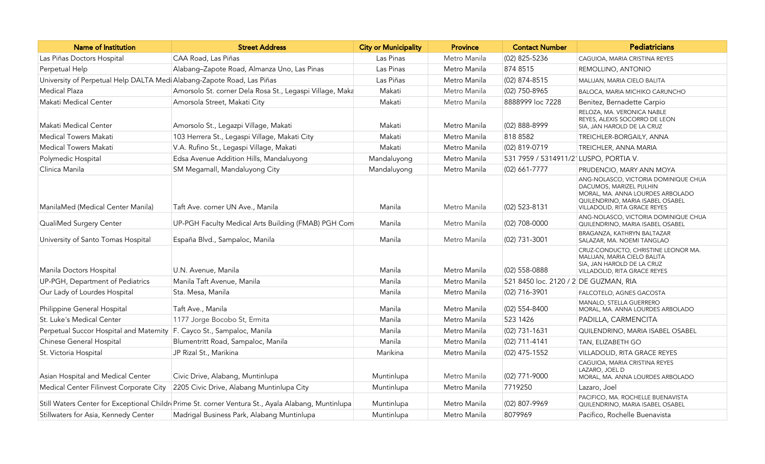| Name of Institution | Street Address | City or Municipality | Province | Contact Number | Pediatricians |
|---|---|---|---|---|---|
| Las Piñas Doctors Hospital | CAA Road, Las Piñas | Las Pinas | Metro Manila | (02) 825-5236 | CAGUIOA, MARIA CRISTINA REYES |
| Perpetual Help | Alabang–Zapote Road, Almanza Uno, Las Pinas | Las Pinas | Metro Manila | 874 8515 | REMOLLINO, ANTONIO |
| University of Perpetual Help DALTA Medi | Alabang-Zapote Road, Las Piñas | Las Piñas | Metro Manila | (02) 874-8515 | MALIJAN, MARIA CIELO BALITA |
| Medical Plaza | Amorsolo St. corner Dela Rosa St., Legaspi Village, Maka | Makati | Metro Manila | (02) 750-8965 | BALOCA, MARIA MICHIKO CARUNCHO |
| Makati Medical Center | Amorsola Street, Makati City | Makati | Metro Manila | 8888999 loc 7228 | Benitez, Bernadette Carpio |
| Makati Medical Center | Amorsolo St., Legazpi Village, Makati | Makati | Metro Manila | (02) 888-8999 | RELOZA, MA. VERONICA NABLE<br>REYES, ALEXIS SOCORRO DE LEON<br>SIA, JAN HAROLD DE LA CRUZ |
| Medical Towers Makati | 103 Herrera St., Legaspi Village, Makati City | Makati | Metro Manila | 818 8582 | TREICHLER-BORGAILY, ANNA |
| Medical Towers Makati | V.A. Rufino St., Legaspi Village, Makati | Makati | Metro Manila | (02) 819-0719 | TREICHLER, ANNA MARIA |
| Polymedic Hospital | Edsa Avenue Addition Hills, Mandaluyong | Mandaluyong | Metro Manila | 531 7959 / 5314911/2 | LUSPO, PORTIA V. |
| Clinica Manila | SM Megamall, Mandaluyong City | Mandaluyong | Metro Manila | (02) 661-7777 | PRUDENCIO, MARY ANN MOYA |
| ManilaMed (Medical Center Manila) | Taft Ave. corner UN Ave., Manila | Manila | Metro Manila | (02) 523-8131 | ANG-NOLASCO, VICTORIA DOMINIQUE CHUA<br>DACUMOS, MARIZEL PULHIN<br>MORAL, MA. ANNA LOURDES ARBOLADO<br>QUILENDRINO, MARIA ISABEL OSABEL<br>VILLADOLID, RITA GRACE REYES |
| QualiMed Surgery Center | UP-PGH Faculty Medical Arts Building (FMAB) PGH Com | Manila | Metro Manila | (02) 708-0000 | ANG-NOLASCO, VICTORIA DOMINIQUE CHUA<br>QUILENDRINO, MARIA ISABEL OSABEL |
| University of Santo Tomas Hospital | España Blvd., Sampaloc, Manila | Manila | Metro Manila | (02) 731-3001 | BRAGANZA, KATHRYN BALTAZAR<br>SALAZAR, MA. NOEMI TANGLAO |
| Manila Doctors Hospital | U.N. Avenue, Manila | Manila | Metro Manila | (02) 558-0888 | CRUZ-CONDUCTO, CHRISTINE LEONOR MA.<br>MALIJAN, MARIA CIELO BALITA<br>SIA, JAN HAROLD DE LA CRUZ<br>VILLADOLID, RITA GRACE REYES |
| UP-PGH, Department of Pediatrics | Manila Taft Avenue, Manila | Manila | Metro Manila | 521 8450 loc. 2120 / 2 | DE GUZMAN, RIA |
| Our Lady of Lourdes Hospital | Sta. Mesa, Manila | Manila | Metro Manila | (02) 716-3901 | FALCOTELO, AGNES GACOSTA |
| Philippine General Hospital | Taft Ave., Manila | Manila | Metro Manila | (02) 554-8400 | MANALO, STELLA GUERRERO<br>MORAL, MA. ANNA LOURDES ARBOLADO |
| St. Luke's Medical Center | 1177 Jorge Bocobo St, Ermita | Manila | Metro Manila | 523 1426 | PADILLA, CARMENCITA |
| Perpetual Succor Hospital and Maternity | F. Cayco St., Sampaloc, Manila | Manila | Metro Manila | (02) 731-1631 | QUILENDRINO, MARIA ISABEL OSABEL |
| Chinese General Hospital | Blumentritt Road, Sampaloc, Manila | Manila | Metro Manila | (02) 711-4141 | TAN, ELIZABETH GO |
| St. Victoria Hospital | JP Rizal St., Marikina | Marikina | Metro Manila | (02) 475-1552 | VILLADOLID, RITA GRACE REYES |
| Asian Hospital and Medical Center | Civic Drive, Alabang, Muntinlupa | Muntinlupa | Metro Manila | (02) 771-9000 | CAGUIOA, MARIA CRISTINA REYES<br>LAZARO, JOEL D<br>MORAL, MA. ANNA LOURDES ARBOLADO |
| Medical Center Filinvest Corporate City | 2205 Civic Drive, Alabang Muntinlupa City | Muntinlupa | Metro Manila | 7719250 | Lazaro, Joel |
| Still Waters Center for Exceptional Childr | Prime St. corner Ventura St., Ayala Alabang, Muntinlupa | Muntinlupa | Metro Manila | (02) 807-9969 | PACIFICO, MA. ROCHELLE BUENAVISTA<br>QUILENDRINO, MARIA ISABEL OSABEL |
| Stillwaters for Asia, Kennedy Center | Madrigal Business Park, Alabang Muntinlupa | Muntinlupa | Metro Manila | 8079969 | Pacifico, Rochelle Buenavista |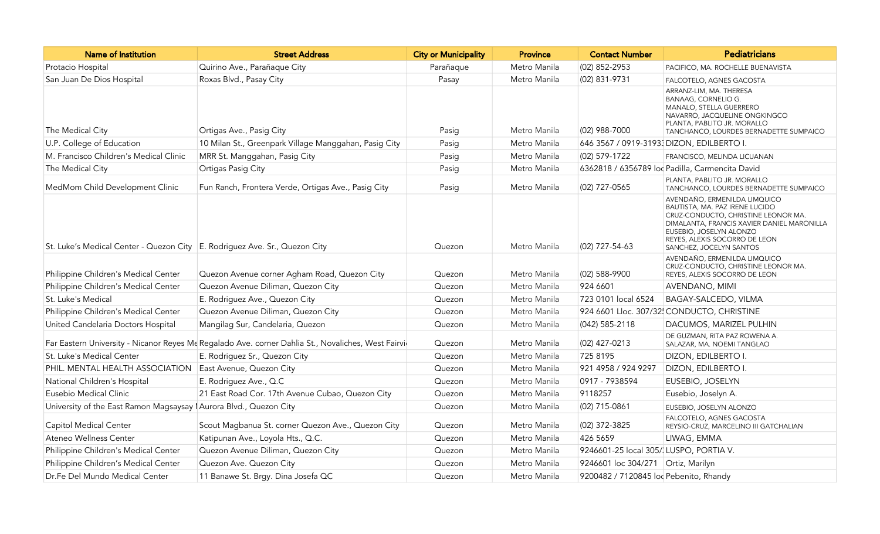| Name of Institution | Street Address | City or Municipality | Province | Contact Number | Pediatricians |
|---|---|---|---|---|---|
| Protacio Hospital | Quirino Ave., Parañaque City | Parañaque | Metro Manila | (02) 852-2953 | PACIFICO, MA. ROCHELLE BUENAVISTA |
| San Juan De Dios Hospital | Roxas Blvd., Pasay City | Pasay | Metro Manila | (02) 831-9731 | FALCOTELO, AGNES GACOSTA |
| The Medical City | Ortigas Ave., Pasig City | Pasig | Metro Manila | (02) 988-7000 | ARRANZ-LIM, MA. THERESA<br>BANAAG, CORNELIO G.<br>MANALO, STELLA GUERRERO<br>NAVARRO, JACQUELINE ONGKINGCO<br>PLANTA, PABLITO JR. MORALLO<br>TANCHANCO, LOURDES BERNADETTE SUMPAICO |
| U.P. College of Education | 10 Milan St., Greenpark Village Manggahan, Pasig City | Pasig | Metro Manila | 646 3567 / 0919-31933 | DIZON, EDILBERTO I. |
| M. Francisco Children's Medical Clinic | MRR St. Manggahan, Pasig City | Pasig | Metro Manila | (02) 579-1722 | FRANCISCO, MELINDA LICUANAN |
| The Medical City | Ortigas Pasig City | Pasig | Metro Manila | 6362818 / 6356789 loc | Padilla, Carmencita David |
| MedMom Child Development Clinic | Fun Ranch, Frontera Verde, Ortigas Ave., Pasig City | Pasig | Metro Manila | (02) 727-0565 | PLANTA, PABLITO JR. MORALLO<br>TANCHANCO, LOURDES BERNADETTE SUMPAICO |
| St. Luke's Medical Center - Quezon City | E. Rodriguez Ave. Sr., Quezon City | Quezon | Metro Manila | (02) 727-54-63 | AVENDAÑO, ERMENILDA LIMQUICO<br>BAUTISTA, MA. PAZ IRENE LUCIDO<br>CRUZ-CONDUCTO, CHRISTINE LEONOR MA.<br>DIMALANTA, FRANCIS XAVIER DANIEL MARONILLA<br>EUSEBIO, JOSELYN ALONZO<br>REYES, ALEXIS SOCORRO DE LEON<br>SANCHEZ, JOCELYN SANTOS |
| Philippine Children's Medical Center | Quezon Avenue corner Agham Road, Quezon City | Quezon | Metro Manila | (02) 588-9900 | AVENDAÑO, ERMENILDA LIMQUICO<br>CRUZ-CONDUCTO, CHRISTINE LEONOR MA.<br>REYES, ALEXIS SOCORRO DE LEON |
| Philippine Children's Medical Center | Quezon Avenue Diliman, Quezon City | Quezon | Metro Manila | 924 6601 | AVENDANO, MIMI |
| St. Luke's Medical | E. Rodriguez Ave., Quezon City | Quezon | Metro Manila | 723 0101 local 6524 | BAGAY-SALCEDO, VILMA |
| Philippine Children's Medical Center | Quezon Avenue Diliman, Quezon City | Quezon | Metro Manila | 924 6601 Lloc. 307/32 | CONDUCTO, CHRISTINE |
| United Candelaria Doctors Hospital | Mangilag Sur, Candelaria, Quezon | Quezon | Metro Manila | (042) 585-2118 | DACUMOS, MARIZEL PULHIN |
| Far Eastern University - Nicanor Reyes Me | Regalado Ave. corner Dahlia St., Novaliches, West Fairvi | Quezon | Metro Manila | (02) 427-0213 | DE GUZMAN, RITA PAZ ROWENA A.<br>SALAZAR, MA. NOEMI TANGLAO |
| St. Luke's Medical Center | E. Rodriguez Sr., Quezon City | Quezon | Metro Manila | 725 8195 | DIZON, EDILBERTO I. |
| PHIL. MENTAL HEALTH ASSOCIATION | East Avenue, Quezon City | Quezon | Metro Manila | 921 4958 / 924 9297 | DIZON, EDILBERTO I. |
| National Children's Hospital | E. Rodriguez Ave., Q.C | Quezon | Metro Manila | 0917 - 7938594 | EUSEBIO, JOSELYN |
| Eusebio Medical Clinic | 21 East Road Cor. 17th Avenue Cubao, Quezon City | Quezon | Metro Manila | 9118257 | Eusebio, Joselyn A. |
| University of the East Ramon Magsaysay I | Aurora Blvd., Quezon City | Quezon | Metro Manila | (02) 715-0861 | EUSEBIO, JOSELYN ALONZO |
| Capitol Medical Center | Scout Magbanua St. corner Quezon Ave., Quezon City | Quezon | Metro Manila | (02) 372-3825 | FALCOTELO, AGNES GACOSTA<br>REYSIO-CRUZ, MARCELINO III GATCHALIAN |
| Ateneo Wellness Center | Katipunan Ave., Loyola Hts., Q.C. | Quezon | Metro Manila | 426 5659 | LIWAG, EMMA |
| Philippine Children's Medical Center | Quezon Avenue Diliman, Quezon City | Quezon | Metro Manila | 9246601-25 local 305/ | LUSPO, PORTIA V. |
| Philippine Children's Medical Center | Quezon Ave. Quezon City | Quezon | Metro Manila | 9246601 loc 304/271 | Ortiz, Marilyn |
| Dr.Fe Del Mundo Medical Center | 11 Banawe St. Brgy. Dina Josefa QC | Quezon | Metro Manila | 9200482 / 7120845 loc | Pebenito, Rhandy |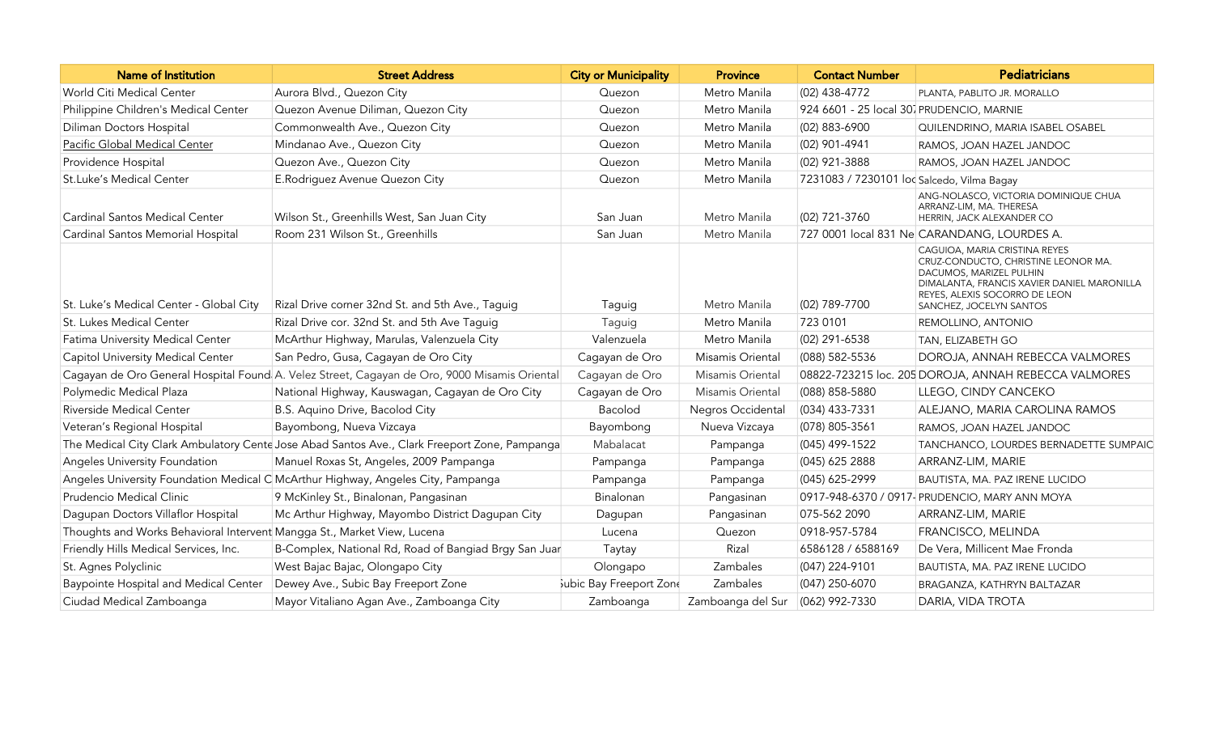| Name of Institution | Street Address | City or Municipality | Province | Contact Number | Pediatricians |
|---|---|---|---|---|---|
| World Citi Medical Center | Aurora Blvd., Quezon City | Quezon | Metro Manila | (02) 438-4772 | PLANTA, PABLITO JR. MORALLO |
| Philippine Children's Medical Center | Quezon Avenue Diliman, Quezon City | Quezon | Metro Manila | 924 6601 - 25 local 307 | PRUDENCIO, MARNIE |
| Diliman Doctors Hospital | Commonwealth Ave., Quezon City | Quezon | Metro Manila | (02) 883-6900 | QUILENDRINO, MARIA ISABEL OSABEL |
| Pacific Global Medical Center | Mindanao Ave., Quezon City | Quezon | Metro Manila | (02) 901-4941 | RAMOS, JOAN HAZEL JANDOC |
| Providence Hospital | Quezon Ave., Quezon City | Quezon | Metro Manila | (02) 921-3888 | RAMOS, JOAN HAZEL JANDOC |
| St.Luke's Medical Center | E.Rodriguez Avenue Quezon City | Quezon | Metro Manila | 7231083 / 7230101 loc | Salcedo, Vilma Bagay |
| Cardinal Santos Medical Center | Wilson St., Greenhills West, San Juan City | San Juan | Metro Manila | (02) 721-3760 | ANG-NOLASCO, VICTORIA DOMINIQUE CHUA<br>ARRANZ-LIM, MA. THERESA<br>HERRIN, JACK ALEXANDER CO |
| Cardinal Santos Memorial Hospital | Room 231 Wilson St., Greenhills | San Juan | Metro Manila | 727 0001 local 831 Ne | CARANDANG, LOURDES A. |
| St. Luke's Medical Center - Global City | Rizal Drive corner 32nd St. and 5th Ave., Taguig | Taguig | Metro Manila | (02) 789-7700 | CAGUIOA, MARIA CRISTINA REYES<br>CRUZ-CONDUCTO, CHRISTINE LEONOR MA.<br>DACUMOS, MARIZEL PULHIN<br>DIMALANTA, FRANCIS XAVIER DANIEL MARONILLA<br>REYES, ALEXIS SOCORRO DE LEON<br>SANCHEZ, JOCELYN SANTOS |
| St. Lukes Medical Center | Rizal Drive cor. 32nd St. and 5th Ave Taguig | Taguig | Metro Manila | 723 0101 | REMOLLINO, ANTONIO |
| Fatima University Medical Center | McArthur Highway, Marulas, Valenzuela City | Valenzuela | Metro Manila | (02) 291-6538 | TAN, ELIZABETH GO |
| Capitol University Medical Center | San Pedro, Gusa, Cagayan de Oro City | Cagayan de Oro | Misamis Oriental | (088) 582-5536 | DOROJA, ANNAH REBECCA VALMORES |
| Cagayan de Oro General Hospital Found | A. Velez Street, Cagayan de Oro, 9000 Misamis Oriental | Cagayan de Oro | Misamis Oriental | 08822-723215 loc. 205 | DOROJA, ANNAH REBECCA VALMORES |
| Polymedic Medical Plaza | National Highway, Kauswagan, Cagayan de Oro City | Cagayan de Oro | Misamis Oriental | (088) 858-5880 | LLEGO, CINDY CANCEKO |
| Riverside Medical Center | B.S. Aquino Drive, Bacolod City | Bacolod | Negros Occidental | (034) 433-7331 | ALEJANO, MARIA CAROLINA RAMOS |
| Veteran's Regional Hospital | Bayombong, Nueva Vizcaya | Bayombong | Nueva Vizcaya | (078) 805-3561 | RAMOS, JOAN HAZEL JANDOC |
| The Medical City Clark Ambulatory Cente | Jose Abad Santos Ave., Clark Freeport Zone, Pampanga | Mabalacat | Pampanga | (045) 499-1522 | TANCHANCO, LOURDES BERNADETTE SUMPAIC |
| Angeles University Foundation | Manuel Roxas St, Angeles, 2009 Pampanga | Pampanga | Pampanga | (045) 625 2888 | ARRANZ-LIM, MARIE |
| Angeles University Foundation Medical C | McArthur Highway, Angeles City, Pampanga | Pampanga | Pampanga | (045) 625-2999 | BAUTISTA, MA. PAZ IRENE LUCIDO |
| Prudencio Medical Clinic | 9 McKinley St., Binalonan, Pangasinan | Binalonan | Pangasinan | 0917-948-6370 / 0917- | PRUDENCIO, MARY ANN MOYA |
| Dagupan Doctors Villaflor Hospital | Mc Arthur Highway, Mayombo District Dagupan City | Dagupan | Pangasinan | 075-562 2090 | ARRANZ-LIM, MARIE |
| Thoughts and Works Behavioral Intervent | Mangga St., Market View, Lucena | Lucena | Quezon | 0918-957-5784 | FRANCISCO, MELINDA |
| Friendly Hills Medical Services, Inc. | B-Complex, National Rd, Road of Bangiad Brgy San Juar | Taytay | Rizal | 6586128 / 6588169 | De Vera, Millicent Mae Fronda |
| St. Agnes Polyclinic | West Bajac Bajac, Olongapo City | Olongapo | Zambales | (047) 224-9101 | BAUTISTA, MA. PAZ IRENE LUCIDO |
| Baypointe Hospital and Medical Center | Dewey Ave., Subic Bay Freeport Zone | Subic Bay Freeport Zone | Zambales | (047) 250-6070 | BRAGANZA, KATHRYN BALTAZAR |
| Ciudad Medical Zamboanga | Mayor Vitaliano Agan Ave., Zamboanga City | Zamboanga | Zamboanga del Sur | (062) 992-7330 | DARIA, VIDA TROTA |